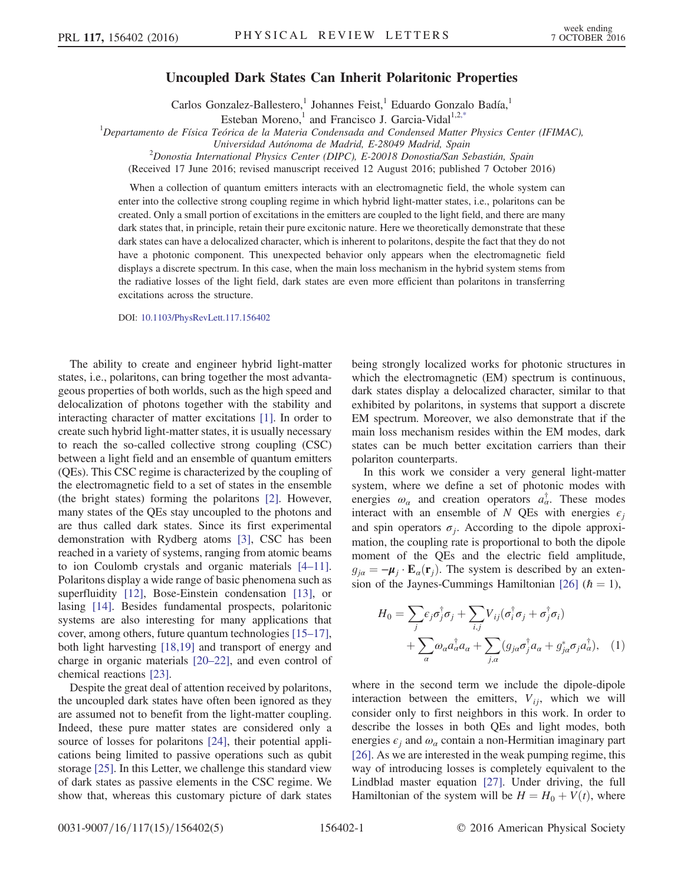# Uncoupled Dark States Can Inherit Polaritonic Properties

Carlos Gonzalez-Ballestero,[1] Johannes Feist,[1] Eduardo Gonzalo Badía,[1] Esteban Moreno,[1] and Francisco J. Garcia-Vidal[1,2,*]

[1]*Departamento de Física Teórica de la Materia Condensada and Condensed Matter Physics Center (IFIMAC), Universidad Autónoma de Madrid, E-28049 Madrid, Spain*

[2]*Donostia International Physics Center (DIPC), E-20018 Donostia/San Sebastián, Spain*

(Received 17 June 2016; revised manuscript received 12 August 2016; published 7 October 2016)

When a collection of quantum emitters interacts with an electromagnetic field, the whole system can enter into the collective strong coupling regime in which hybrid light-matter states, i.e., polaritons can be created. Only a small portion of excitations in the emitters are coupled to the light field, and there are many dark states that, in principle, retain their pure excitonic nature. Here we theoretically demonstrate that these dark states can have a delocalized character, which is inherent to polaritons, despite the fact that they do not have a photonic component. This unexpected behavior only appears when the electromagnetic field displays a discrete spectrum. In this case, when the main loss mechanism in the hybrid system stems from the radiative losses of the light field, dark states are even more efficient than polaritons in transferring excitations across the structure.

DOI: 10.1103/PhysRevLett.117.156402

The ability to create and engineer hybrid light-matter states, i.e., polaritons, can bring together the most advantageous properties of both worlds, such as the high speed and delocalization of photons together with the stability and interacting character of matter excitations [1]. In order to create such hybrid light-matter states, it is usually necessary to reach the so-called collective strong coupling (CSC) between a light field and an ensemble of quantum emitters (QEs). This CSC regime is characterized by the coupling of the electromagnetic field to a set of states in the ensemble (the bright states) forming the polaritons [2]. However, many states of the QEs stay uncoupled to the photons and are thus called dark states. Since its first experimental demonstration with Rydberg atoms [3], CSC has been reached in a variety of systems, ranging from atomic beams to ion Coulomb crystals and organic materials [4–11]. Polaritons display a wide range of basic phenomena such as superfluidity [12], Bose-Einstein condensation [13], or lasing [14]. Besides fundamental prospects, polaritonic systems are also interesting for many applications that cover, among others, future quantum technologies [15–17], both light harvesting [18,19] and transport of energy and charge in organic materials [20–22], and even control of chemical reactions [23].

Despite the great deal of attention received by polaritons, the uncoupled dark states have often been ignored as they are assumed not to benefit from the light-matter coupling. Indeed, these pure matter states are considered only a source of losses for polaritons [24], their potential applications being limited to passive operations such as qubit storage [25]. In this Letter, we challenge this standard view of dark states as passive elements in the CSC regime. We show that, whereas this customary picture of dark states being strongly localized works for photonic structures in which the electromagnetic (EM) spectrum is continuous, dark states display a delocalized character, similar to that exhibited by polaritons, in systems that support a discrete EM spectrum. Moreover, we also demonstrate that if the main loss mechanism resides within the EM modes, dark states can be much better excitation carriers than their polariton counterparts.

In this work we consider a very general light-matter system, where we define a set of photonic modes with energies $\omega_\alpha$ and creation operators $a_\alpha^\dagger$. These modes interact with an ensemble of $N$ QEs with energies $\epsilon_j$ and spin operators $\sigma_j$. According to the dipole approximation, the coupling rate is proportional to both the dipole moment of the QEs and the electric field amplitude, $g_{j\alpha} = -\boldsymbol{\mu}_j \cdot \mathbf{E}_\alpha(\mathbf{r}_j)$. The system is described by an extension of the Jaynes-Cummings Hamiltonian [26] ($\hbar = 1$),

$$H_0 = \sum_j \epsilon_j \sigma_j^\dagger \sigma_j + \sum_{i,j} V_{ij}(\sigma_i^\dagger \sigma_j + \sigma_j^\dagger \sigma_i) + \sum_\alpha \omega_\alpha a_\alpha^\dagger a_\alpha + \sum_{j,\alpha}(g_{j\alpha}\sigma_j^\dagger a_\alpha + g_{j\alpha}^* \sigma_j a_\alpha^\dagger), \quad (1)$$

where in the second term we include the dipole-dipole interaction between the emitters, $V_{ij}$, which we will consider only to first neighbors in this work. In order to describe the losses in both QEs and light modes, both energies $\epsilon_j$ and $\omega_\alpha$ contain a non-Hermitian imaginary part [26]. As we are interested in the weak pumping regime, this way of introducing losses is completely equivalent to the Lindblad master equation [27]. Under driving, the full Hamiltonian of the system will be $H = H_0 + V(t)$, where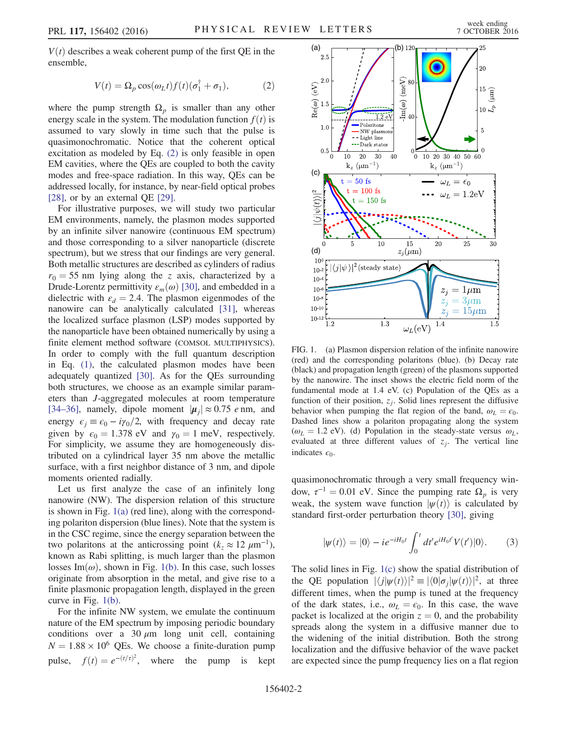$V(t)$ describes a weak coherent pump of the first QE in the ensemble,

$$V(t) = \Omega_p \cos(\omega_L t) f(t) (\sigma_1^\dagger + \sigma_1), \tag{2}$$

where the pump strength $\Omega_p$ is smaller than any other energy scale in the system. The modulation function $f(t)$ is assumed to vary slowly in time such that the pulse is quasimonochromatic. Notice that the coherent optical excitation as modeled by Eq. (2) is only feasible in open EM cavities, where the QEs are coupled to both the cavity modes and free-space radiation. In this way, QEs can be addressed locally, for instance, by near-field optical probes [28], or by an external QE [29].

For illustrative purposes, we will study two particular EM environments, namely, the plasmon modes supported by an infinite silver nanowire (continuous EM spectrum) and those corresponding to a silver nanoparticle (discrete spectrum), but we stress that our findings are very general. Both metallic structures are described as cylinders of radius $r_0 = 55$ nm lying along the $z$ axis, characterized by a Drude-Lorentz permittivity $\varepsilon_m(\omega)$ [30], and embedded in a dielectric with $\varepsilon_d = 2.4$. The plasmon eigenmodes of the nanowire can be analytically calculated [31], whereas the localized surface plasmon (LSP) modes supported by the nanoparticle have been obtained numerically by using a finite element method software (COMSOL MULTIPHYSICS). In order to comply with the full quantum description in Eq. (1), the calculated plasmon modes have been adequately quantized [30]. As for the QEs surrounding both structures, we choose as an example similar parameters than $J$-aggregated molecules at room temperature [34–36], namely, dipole moment $|\boldsymbol{\mu}_j| \approx 0.75$ $e$ nm, and energy $\epsilon_j \equiv \epsilon_0 - i\gamma_0/2$, with frequency and decay rate given by $\epsilon_0 = 1.378$ eV and $\gamma_0 = 1$ meV, respectively. For simplicity, we assume they are homogeneously distributed on a cylindrical layer 35 nm above the metallic surface, with a first neighbor distance of 3 nm, and dipole moments oriented radially.

Let us first analyze the case of an infinitely long nanowire (NW). The dispersion relation of this structure is shown in Fig. 1(a) (red line), along with the corresponding polariton dispersion (blue lines). Note that the system is in the CSC regime, since the energy separation between the two polaritons at the anticrossing point ($k_z \approx 12$ $\mu$m$^{-1}$), known as Rabi splitting, is much larger than the plasmon losses Im($\omega$), shown in Fig. 1(b). In this case, such losses originate from absorption in the metal, and give rise to a finite plasmonic propagation length, displayed in the green curve in Fig. 1(b).

For the infinite NW system, we emulate the continuum nature of the EM spectrum by imposing periodic boundary conditions over a 30 $\mu$m long unit cell, containing $N = 1.88 \times 10^6$ QEs. We choose a finite-duration pump pulse, $f(t) = e^{-(t/\tau)^2}$, where the pump is kept quasimonochromatic through a very small frequency window, $\tau^{-1} = 0.01$ eV. Since the pumping rate $\Omega_p$ is very weak, the system wave function $|\psi(t)\rangle$ is calculated by standard first-order perturbation theory [30], giving

$$|\psi(t)\rangle = |0\rangle - ie^{-iH_0 t} \int_0^t dt' e^{iH_0 t'} V(t')|0\rangle. \tag{3}$$

The solid lines in Fig. 1(c) show the spatial distribution of the QE population $|\langle j|\psi(t)\rangle|^2 \equiv |\langle 0|\sigma_j|\psi(t)\rangle|^2$, at three different times, when the pump is tuned at the frequency of the dark states, i.e., $\omega_L = \epsilon_0$. In this case, the wave packet is localized at the origin $z = 0$, and the probability spreads along the system in a diffusive manner due to the widening of the initial distribution. Both the strong localization and the diffusive behavior of the wave packet are expected since the pump frequency lies on a flat region

FIG. 1. (a) Plasmon dispersion relation of the infinite nanowire (red) and the corresponding polaritons (blue). (b) Decay rate (black) and propagation length (green) of the plasmons supported by the nanowire. The inset shows the electric field norm of the fundamental mode at 1.4 eV. (c) Population of the QEs as a function of their position, $z_j$. Solid lines represent the diffusive behavior when pumping the flat region of the band, $\omega_L = \epsilon_0$. Dashed lines show a polariton propagating along the system ($\omega_L = 1.2$ eV). (d) Population in the steady-state versus $\omega_L$, evaluated at three different values of $z_j$. The vertical line indicates $\epsilon_0$.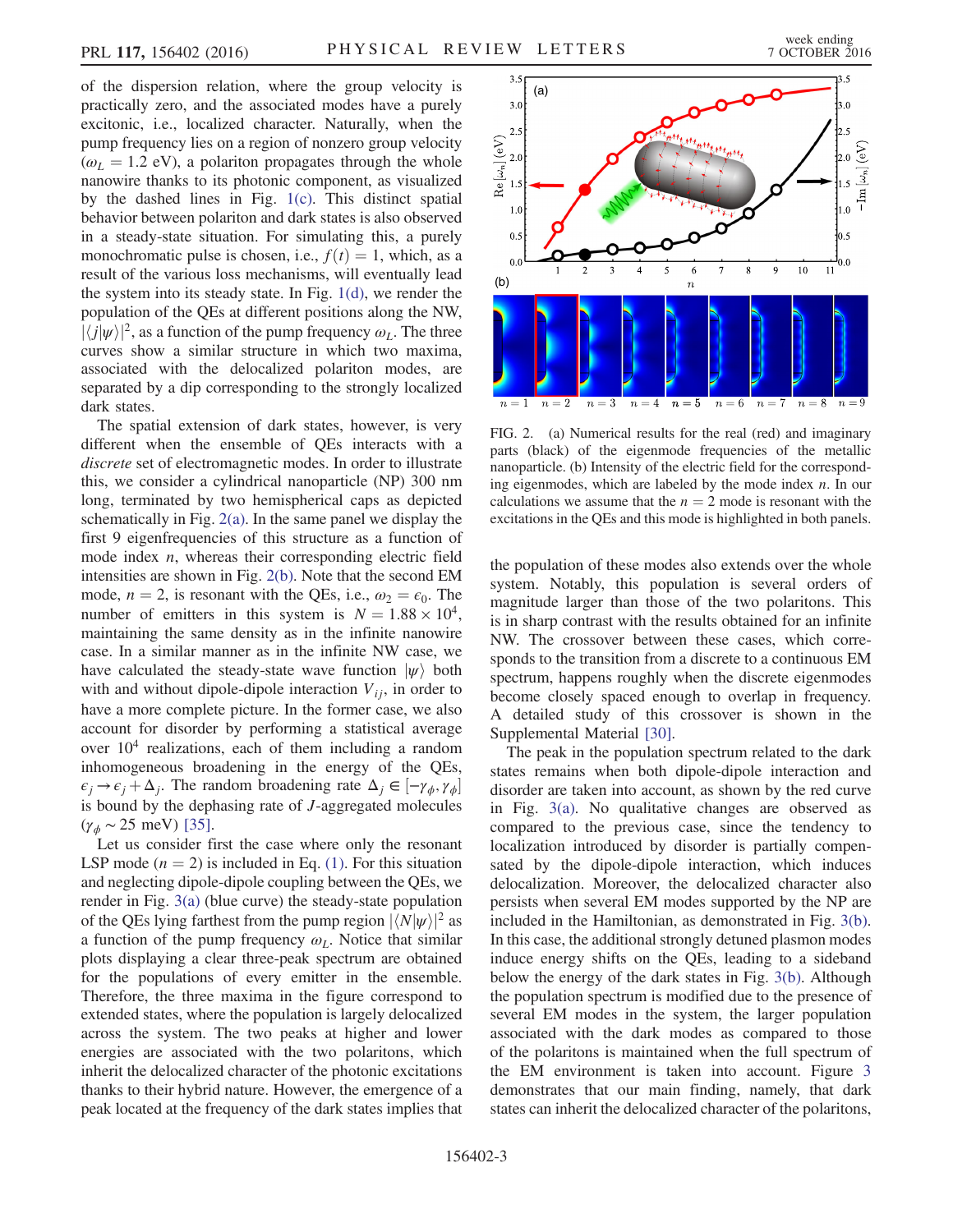of the dispersion relation, where the group velocity is practically zero, and the associated modes have a purely excitonic, i.e., localized character. Naturally, when the pump frequency lies on a region of nonzero group velocity ($\omega_L = 1.2$ eV), a polariton propagates through the whole nanowire thanks to its photonic component, as visualized by the dashed lines in Fig. 1(c). This distinct spatial behavior between polariton and dark states is also observed in a steady-state situation. For simulating this, a purely monochromatic pulse is chosen, i.e., $f(t) = 1$, which, as a result of the various loss mechanisms, will eventually lead the system into its steady state. In Fig. 1(d), we render the population of the QEs at different positions along the NW, $|\langle j|\psi\rangle|^2$, as a function of the pump frequency $\omega_L$. The three curves show a similar structure in which two maxima, associated with the delocalized polariton modes, are separated by a dip corresponding to the strongly localized dark states.

The spatial extension of dark states, however, is very different when the ensemble of QEs interacts with a *discrete* set of electromagnetic modes. In order to illustrate this, we consider a cylindrical nanoparticle (NP) 300 nm long, terminated by two hemispherical caps as depicted schematically in Fig. 2(a). In the same panel we display the first 9 eigenfrequencies of this structure as a function of mode index $n$, whereas their corresponding electric field intensities are shown in Fig. 2(b). Note that the second EM mode, $n = 2$, is resonant with the QEs, i.e., $\omega_2 = \epsilon_0$. The number of emitters in this system is $N = 1.88 \times 10^4$, maintaining the same density as in the infinite nanowire case. In a similar manner as in the infinite NW case, we have calculated the steady-state wave function $|\psi\rangle$ both with and without dipole-dipole interaction $V_{ij}$, in order to have a more complete picture. In the former case, we also account for disorder by performing a statistical average over $10^4$ realizations, each of them including a random inhomogeneous broadening in the energy of the QEs, $\epsilon_j \to \epsilon_j + \Delta_j$. The random broadening rate $\Delta_j \in [-\gamma_\phi, \gamma_\phi]$ is bound by the dephasing rate of $J$-aggregated molecules ($\gamma_\phi \sim 25$ meV) [35].

Let us consider first the case where only the resonant LSP mode ($n = 2$) is included in Eq. (1). For this situation and neglecting dipole-dipole coupling between the QEs, we render in Fig. 3(a) (blue curve) the steady-state population of the QEs lying farthest from the pump region $|\langle N|\psi\rangle|^2$ as a function of the pump frequency $\omega_L$. Notice that similar plots displaying a clear three-peak spectrum are obtained for the populations of every emitter in the ensemble. Therefore, the three maxima in the figure correspond to extended states, where the population is largely delocalized across the system. The two peaks at higher and lower energies are associated with the two polaritons, which inherit the delocalized character of the photonic excitations thanks to their hybrid nature. However, the emergence of a peak located at the frequency of the dark states implies that the population of these modes also extends over the whole system. Notably, this population is several orders of magnitude larger than those of the two polaritons. This is in sharp contrast with the results obtained for an infinite NW. The crossover between these cases, which corresponds to the transition from a discrete to a continuous EM spectrum, happens roughly when the discrete eigenmodes become closely spaced enough to overlap in frequency. A detailed study of this crossover is shown in the Supplemental Material [30].

FIG. 2. (a) Numerical results for the real (red) and imaginary parts (black) of the eigenmode frequencies of the metallic nanoparticle. (b) Intensity of the electric field for the corresponding eigenmodes, which are labeled by the mode index $n$. In our calculations we assume that the $n = 2$ mode is resonant with the excitations in the QEs and this mode is highlighted in both panels.

The peak in the population spectrum related to the dark states remains when both dipole-dipole interaction and disorder are taken into account, as shown by the red curve in Fig. 3(a). No qualitative changes are observed as compared to the previous case, since the tendency to localization introduced by disorder is partially compensated by the dipole-dipole interaction, which induces delocalization. Moreover, the delocalized character also persists when several EM modes supported by the NP are included in the Hamiltonian, as demonstrated in Fig. 3(b). In this case, the additional strongly detuned plasmon modes induce energy shifts on the QEs, leading to a sideband below the energy of the dark states in Fig. 3(b). Although the population spectrum is modified due to the presence of several EM modes in the system, the larger population associated with the dark modes as compared to those of the polaritons is maintained when the full spectrum of the EM environment is taken into account. Figure 3 demonstrates that our main finding, namely, that dark states can inherit the delocalized character of the polaritons,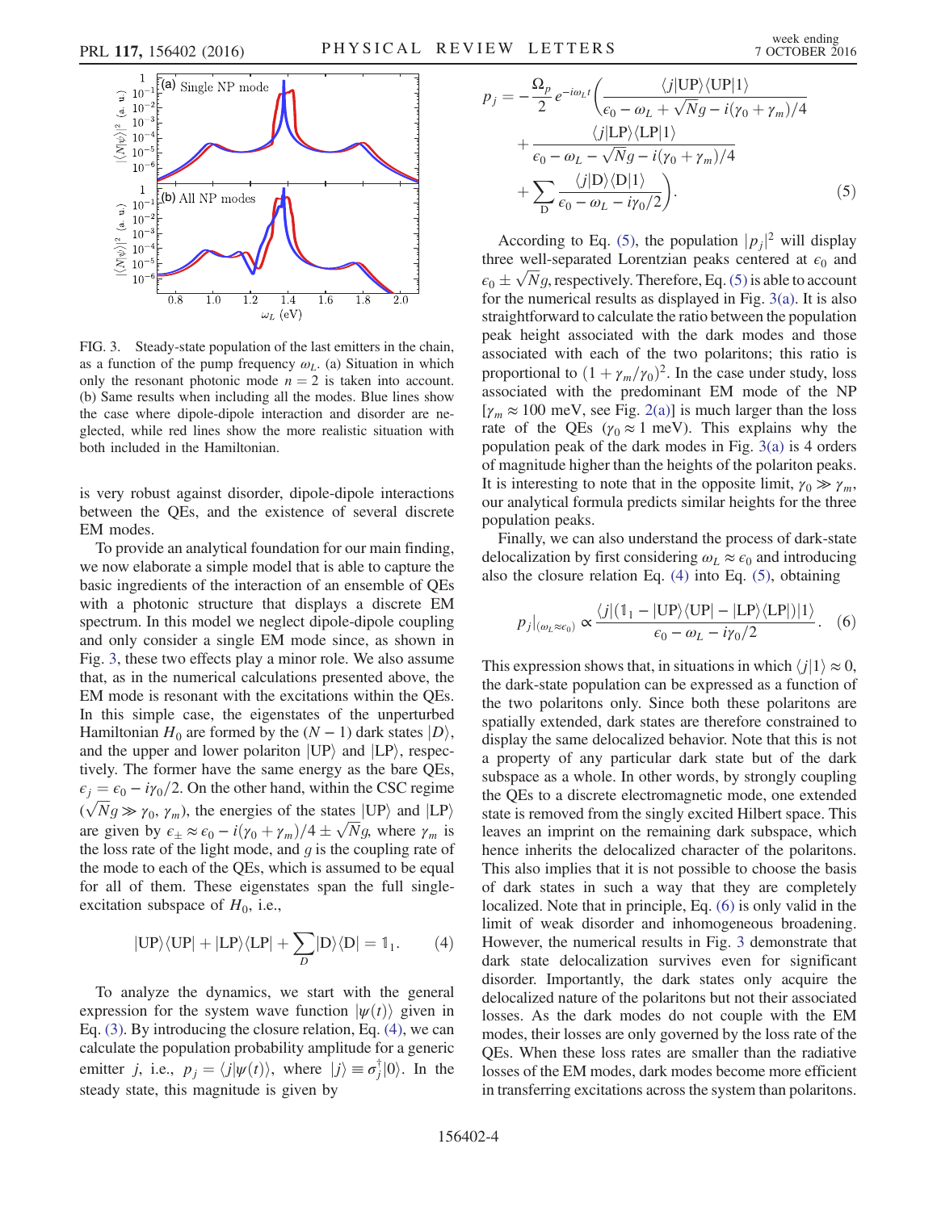FIG. 3. Steady-state population of the last emitters in the chain, as a function of the pump frequency $\omega_L$. (a) Situation in which only the resonant photonic mode $n = 2$ is taken into account. (b) Same results when including all the modes. Blue lines show the case where dipole-dipole interaction and disorder are neglected, while red lines show the more realistic situation with both included in the Hamiltonian.

is very robust against disorder, dipole-dipole interactions between the QEs, and the existence of several discrete EM modes.

To provide an analytical foundation for our main finding, we now elaborate a simple model that is able to capture the basic ingredients of the interaction of an ensemble of QEs with a photonic structure that displays a discrete EM spectrum. In this model we neglect dipole-dipole coupling and only consider a single EM mode since, as shown in Fig. 3, these two effects play a minor role. We also assume that, as in the numerical calculations presented above, the EM mode is resonant with the excitations within the QEs. In this simple case, the eigenstates of the unperturbed Hamiltonian $H_0$ are formed by the $(N-1)$ dark states $|D\rangle$, and the upper and lower polariton $|\mathrm{UP}\rangle$ and $|\mathrm{LP}\rangle$, respectively. The former have the same energy as the bare QEs, $\epsilon_j = \epsilon_0 - i\gamma_0/2$. On the other hand, within the CSC regime ($\sqrt{N}g \gg \gamma_0, \gamma_m$), the energies of the states $|\mathrm{UP}\rangle$ and $|\mathrm{LP}\rangle$ are given by $\epsilon_\pm \approx \epsilon_0 - i(\gamma_0+\gamma_m)/4 \pm \sqrt{N}g$, where $\gamma_m$ is the loss rate of the light mode, and $g$ is the coupling rate of the mode to each of the QEs, which is assumed to be equal for all of them. These eigenstates span the full single-excitation subspace of $H_0$, i.e.,

$$|\mathrm{UP}\rangle\langle\mathrm{UP}| + |\mathrm{LP}\rangle\langle\mathrm{LP}| + \sum_D |\mathrm{D}\rangle\langle\mathrm{D}| = \mathbb{1}_1. \qquad (4)$$

To analyze the dynamics, we start with the general expression for the system wave function $|\psi(t)\rangle$ given in Eq. (3). By introducing the closure relation, Eq. (4), we can calculate the population probability amplitude for a generic emitter $j$, i.e., $p_j = \langle j|\psi(t)\rangle$, where $|j\rangle \equiv \sigma_j^\dagger|0\rangle$. In the steady state, this magnitude is given by

$$\begin{aligned} p_j = -\frac{\Omega_p}{2} e^{-i\omega_L t}\bigg( &\frac{\langle j|\mathrm{UP}\rangle\langle\mathrm{UP}|1\rangle}{\epsilon_0 - \omega_L + \sqrt{N}g - i(\gamma_0+\gamma_m)/4} \\ &+ \frac{\langle j|\mathrm{LP}\rangle\langle\mathrm{LP}|1\rangle}{\epsilon_0 - \omega_L - \sqrt{N}g - i(\gamma_0+\gamma_m)/4} \\ &+ \sum_D \frac{\langle j|\mathrm{D}\rangle\langle\mathrm{D}|1\rangle}{\epsilon_0 - \omega_L - i\gamma_0/2}\bigg). \end{aligned} \qquad (5)$$

According to Eq. (5), the population $|p_j|^2$ will display three well-separated Lorentzian peaks centered at $\epsilon_0$ and $\epsilon_0 \pm \sqrt{N}g$, respectively. Therefore, Eq. (5) is able to account for the numerical results as displayed in Fig. 3(a). It is also straightforward to calculate the ratio between the population peak height associated with the dark modes and those associated with each of the two polaritons; this ratio is proportional to $(1+\gamma_m/\gamma_0)^2$. In the case under study, loss associated with the predominant EM mode of the NP [$\gamma_m \approx 100$ meV, see Fig. 2(a)] is much larger than the loss rate of the QEs ($\gamma_0 \approx 1$ meV). This explains why the population peak of the dark modes in Fig. 3(a) is 4 orders of magnitude higher than the heights of the polariton peaks. It is interesting to note that in the opposite limit, $\gamma_0 \gg \gamma_m$, our analytical formula predicts similar heights for the three population peaks.

Finally, we can also understand the process of dark-state delocalization by first considering $\omega_L \approx \epsilon_0$ and introducing also the closure relation Eq. (4) into Eq. (5), obtaining

$$p_j\big|_{(\omega_L\approx\epsilon_0)} \propto \frac{\langle j|(\mathbb{1}_1 - |\mathrm{UP}\rangle\langle\mathrm{UP}| - |\mathrm{LP}\rangle\langle\mathrm{LP}|)|1\rangle}{\epsilon_0 - \omega_L - i\gamma_0/2}. \qquad (6)$$

This expression shows that, in situations in which $\langle j|1\rangle \approx 0$, the dark-state population can be expressed as a function of the two polaritons only. Since both these polaritons are spatially extended, dark states are therefore constrained to display the same delocalized behavior. Note that this is not a property of any particular dark state but of the dark subspace as a whole. In other words, by strongly coupling the QEs to a discrete electromagnetic mode, one extended state is removed from the singly excited Hilbert space. This leaves an imprint on the remaining dark subspace, which hence inherits the delocalized character of the polaritons. This also implies that it is not possible to choose the basis of dark states in such a way that they are completely localized. Note that in principle, Eq. (6) is only valid in the limit of weak disorder and inhomogeneous broadening. However, the numerical results in Fig. 3 demonstrate that dark state delocalization survives even for significant disorder. Importantly, the dark states only acquire the delocalized nature of the polaritons but not their associated losses. As the dark modes do not couple with the EM modes, their losses are only governed by the loss rate of the QEs. When these loss rates are smaller than the radiative losses of the EM modes, dark modes become more efficient in transferring excitations across the system than polaritons.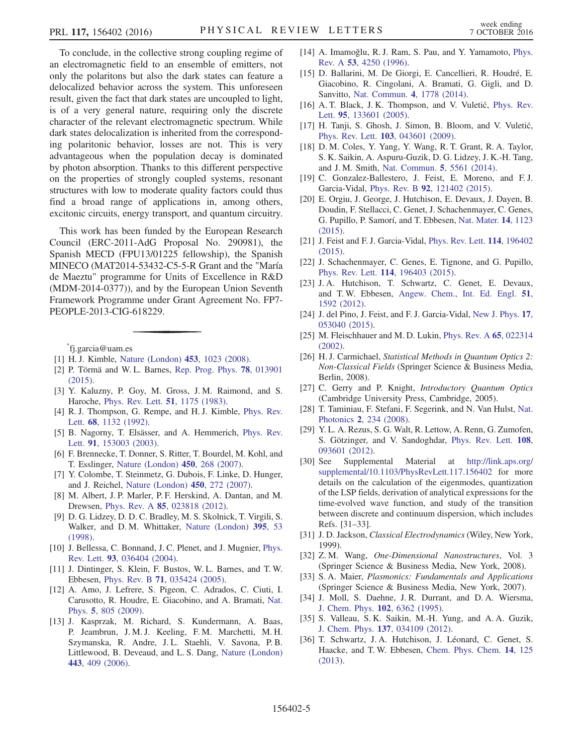To conclude, in the collective strong coupling regime of an electromagnetic field to an ensemble of emitters, not only the polaritons but also the dark states can feature a delocalized behavior across the system. This unforeseen result, given the fact that dark states are uncoupled to light, is of a very general nature, requiring only the discrete character of the relevant electromagnetic spectrum. While dark states delocalization is inherited from the corresponding polaritonic behavior, losses are not. This is very advantageous when the population decay is dominated by photon absorption. Thanks to this different perspective on the properties of strongly coupled systems, resonant structures with low to moderate quality factors could thus find a broad range of applications in, among others, excitonic circuits, energy transport, and quantum circuitry.

This work has been funded by the European Research Council (ERC-2011-AdG Proposal No. 290981), the Spanish MECD (FPU13/01225 fellowship), the Spanish MINECO (MAT2014-53432-C5-5-R Grant and the "María de Maeztu" programme for Units of Excellence in R&D (MDM-2014-0377)), and by the European Union Seventh Framework Programme under Grant Agreement No. FP7-PEOPLE-2013-CIG-618229.

---

[*] fj.garcia@uam.es

[1] H. J. Kimble, Nature (London) **453**, 1023 (2008).

[2] P. Törmä and W. L. Barnes, Rep. Prog. Phys. **78**, 013901 (2015).

[3] Y. Kaluzny, P. Goy, M. Gross, J. M. Raimond, and S. Haroche, Phys. Rev. Lett. **51**, 1175 (1983).

[4] R. J. Thompson, G. Rempe, and H. J. Kimble, Phys. Rev. Lett. **68**, 1132 (1992).

[5] B. Nagorny, T. Elsässer, and A. Hemmerich, Phys. Rev. Lett. **91**, 153003 (2003).

[6] F. Brennecke, T. Donner, S. Ritter, T. Bourdel, M. Kohl, and T. Esslinger, Nature (London) **450**, 268 (2007).

[7] Y. Colombe, T. Steinmetz, G. Dubois, F. Linke, D. Hunger, and J. Reichel, Nature (London) **450**, 272 (2007).

[8] M. Albert, J. P. Marler, P. F. Herskind, A. Dantan, and M. Drewsen, Phys. Rev. A **85**, 023818 (2012).

[9] D. G. Lidzey, D. D. C. Bradley, M. S. Skolnick, T. Virgili, S. Walker, and D. M. Whittaker, Nature (London) **395**, 53 (1998).

[10] J. Bellessa, C. Bonnand, J. C. Plenet, and J. Mugnier, Phys. Rev. Lett. **93**, 036404 (2004).

[11] J. Dintinger, S. Klein, F. Bustos, W. L. Barnes, and T. W. Ebbesen, Phys. Rev. B **71**, 035424 (2005).

[12] A. Amo, J. Lefrere, S. Pigeon, C. Adrados, C. Ciuti, I. Carusotto, R. Houdre, E. Giacobino, and A. Bramati, Nat. Phys. **5**, 805 (2009).

[13] J. Kasprzak, M. Richard, S. Kundermann, A. Baas, P. Jeambrun, J. M. J. Keeling, F. M. Marchetti, M. H. Szymanska, R. Andre, J. L. Staehli, V. Savona, P. B. Littlewood, B. Deveaud, and L. S. Dang, Nature (London) **443**, 409 (2006).

[14] A. Imamoğlu, R. J. Ram, S. Pau, and Y. Yamamoto, Phys. Rev. A **53**, 4250 (1996).

[15] D. Ballarini, M. De Giorgi, E. Cancellieri, R. Houdré, E. Giacobino, R. Cingolani, A. Bramati, G. Gigli, and D. Sanvitto, Nat. Commun. **4**, 1778 (2014).

[16] A. T. Black, J. K. Thompson, and V. Vuletić, Phys. Rev. Lett. **95**, 133601 (2005).

[17] H. Tanji, S. Ghosh, J. Simon, B. Bloom, and V. Vuletić, Phys. Rev. Lett. **103**, 043601 (2009).

[18] D. M. Coles, Y. Yang, Y. Wang, R. T. Grant, R. A. Taylor, S. K. Saikin, A. Aspuru-Guzik, D. G. Lidzey, J. K.-H. Tang, and J. M. Smith, Nat. Commun. **5**, 5561 (2014).

[19] C. Gonzalez-Ballestero, J. Feist, E. Moreno, and F. J. Garcia-Vidal, Phys. Rev. B **92**, 121402 (2015).

[20] E. Orgiu, J. George, J. Hutchison, E. Devaux, J. Dayen, B. Doudin, F. Stellacci, C. Genet, J. Schachenmayer, C. Genes, G. Pupillo, P. Samorí, and T. Ebbesen, Nat. Mater. **14**, 1123 (2015).

[21] J. Feist and F. J. Garcia-Vidal, Phys. Rev. Lett. **114**, 196402 (2015).

[22] J. Schachenmayer, C. Genes, E. Tignone, and G. Pupillo, Phys. Rev. Lett. **114**, 196403 (2015).

[23] J. A. Hutchison, T. Schwartz, C. Genet, E. Devaux, and T. W. Ebbesen, Angew. Chem., Int. Ed. Engl. **51**, 1592 (2012).

[24] J. del Pino, J. Feist, and F. J. Garcia-Vidal, New J. Phys. **17**, 053040 (2015).

[25] M. Fleischhauer and M. D. Lukin, Phys. Rev. A **65**, 022314 (2002).

[26] H. J. Carmichael, *Statistical Methods in Quantum Optics 2: Non-Classical Fields* (Springer Science & Business Media, Berlin, 2008).

[27] C. Gerry and P. Knight, *Introductory Quantum Optics* (Cambridge University Press, Cambridge, 2005).

[28] T. Taminiau, F. Stefani, F. Segerink, and N. Van Hulst, Nat. Photonics **2**, 234 (2008).

[29] Y. L. A. Rezus, S. G. Walt, R. Lettow, A. Renn, G. Zumofen, S. Götzinger, and V. Sandoghdar, Phys. Rev. Lett. **108**, 093601 (2012).

[30] See Supplemental Material at http://link.aps.org/supplemental/10.1103/PhysRevLett.117.156402 for more details on the calculation of the eigenmodes, quantization of the LSP fields, derivation of analytical expressions for the time-evolved wave function, and study of the transition between discrete and continuum dispersion, which includes Refs. [31–33].

[31] J. D. Jackson, *Classical Electrodynamics* (Wiley, New York, 1999).

[32] Z. M. Wang, *One-Dimensional Nanostructures*, Vol. 3 (Springer Science & Business Media, New York, 2008).

[33] S. A. Maier, *Plasmonics: Fundamentals and Applications* (Springer Science & Business Media, New York, 2007).

[34] J. Moll, S. Daehne, J. R. Durrant, and D. A. Wiersma, J. Chem. Phys. **102**, 6362 (1995).

[35] S. Valleau, S. K. Saikin, M.-H. Yung, and A. A. Guzik, J. Chem. Phys. **137**, 034109 (2012).

[36] T. Schwartz, J. A. Hutchison, J. Léonard, C. Genet, S. Haacke, and T. W. Ebbesen, Chem. Phys. Chem. **14**, 125 (2013).